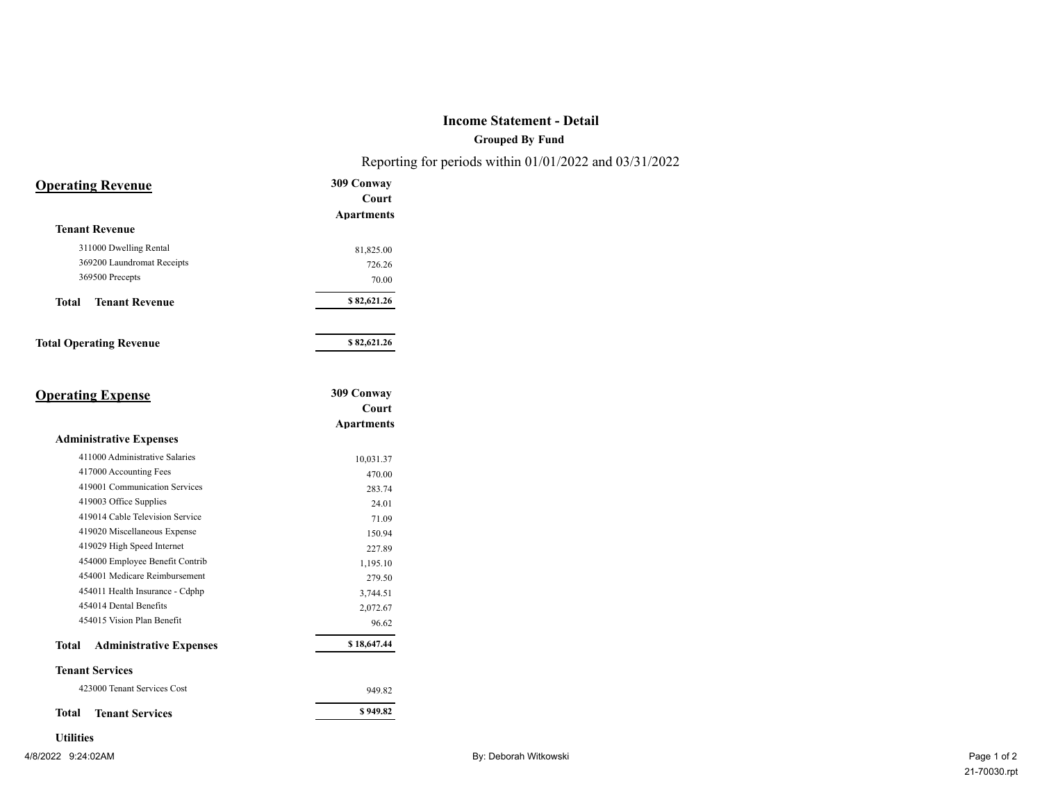# Income Statement - Detail

**Grouped By Fund**

Reporting for periods within 01/01/2022 and 03/31/2022

## Operating Revenue

| | 309 Conway Court Apartments |
|---|---|
| **Tenant Revenue** | |
| 311000 Dwelling Rental | 81,825.00 |
| 369200 Laundromat Receipts | 726.26 |
| 369500 Precepts | 70.00 |
| **Total Tenant Revenue** | **$ 82,621.26** |
| **Total Operating Revenue** | **$ 82,621.26** |

## Operating Expense

| | 309 Conway Court Apartments |
|---|---|
| **Administrative Expenses** | |
| 411000 Administrative Salaries | 10,031.37 |
| 417000 Accounting Fees | 470.00 |
| 419001 Communication Services | 283.74 |
| 419003 Office Supplies | 24.01 |
| 419014 Cable Television Service | 71.09 |
| 419020 Miscellaneous Expense | 150.94 |
| 419029 High Speed Internet | 227.89 |
| 454000 Employee Benefit Contrib | 1,195.10 |
| 454001 Medicare Reimbursement | 279.50 |
| 454011 Health Insurance - Cdphp | 3,744.51 |
| 454014 Dental Benefits | 2,072.67 |
| 454015 Vision Plan Benefit | 96.62 |
| **Total Administrative Expenses** | **$ 18,647.44** |
| **Tenant Services** | |
| 423000 Tenant Services Cost | 949.82 |
| **Total Tenant Services** | **$ 949.82** |
| **Utilities** | |

4/8/2022 9:24:02AM By: Deborah Witkowski 21-70030.rpt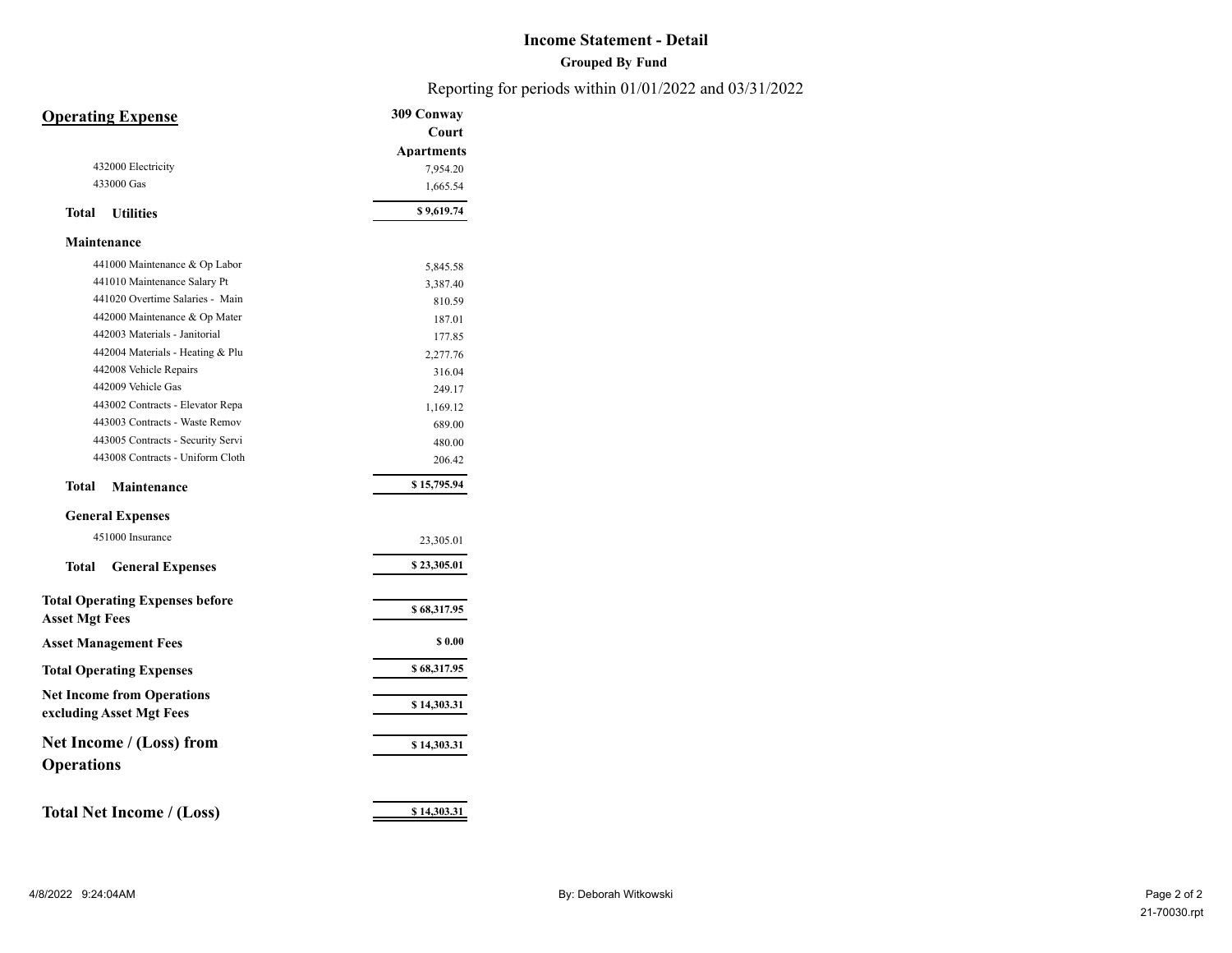# Income Statement - Detail

**Grouped By Fund**

Reporting for periods within 01/01/2022 and 03/31/2022

| **Operating Expense** | **309 Conway Court Apartments** |
|---|---|
| 432000 Electricity | 7,954.20 |
| 433000 Gas | 1,665.54 |
| **Total Utilities** | **$ 9,619.74** |
| **Maintenance** | |
| 441000 Maintenance & Op Labor | 5,845.58 |
| 441010 Maintenance Salary Pt | 3,387.40 |
| 441020 Overtime Salaries - Main | 810.59 |
| 442000 Maintenance & Op Mater | 187.01 |
| 442003 Materials - Janitorial | 177.85 |
| 442004 Materials - Heating & Plu | 2,277.76 |
| 442008 Vehicle Repairs | 316.04 |
| 442009 Vehicle Gas | 249.17 |
| 443002 Contracts - Elevator Repa | 1,169.12 |
| 443003 Contracts - Waste Remov | 689.00 |
| 443005 Contracts - Security Servi | 480.00 |
| 443008 Contracts - Uniform Cloth | 206.42 |
| **Total Maintenance** | **$ 15,795.94** |
| **General Expenses** | |
| 451000 Insurance | 23,305.01 |
| **Total General Expenses** | **$ 23,305.01** |
| **Total Operating Expenses before Asset Mgt Fees** | **$ 68,317.95** |
| **Asset Management Fees** | **$ 0.00** |
| **Total Operating Expenses** | **$ 68,317.95** |
| **Net Income from Operations excluding Asset Mgt Fees** | **$ 14,303.31** |
| **Net Income / (Loss) from Operations** | **$ 14,303.31** |
| **Total Net Income / (Loss)** | **$ 14,303.31** |

4/8/2022 9:24:04AM By: Deborah Witkowski

21-70030.rpt